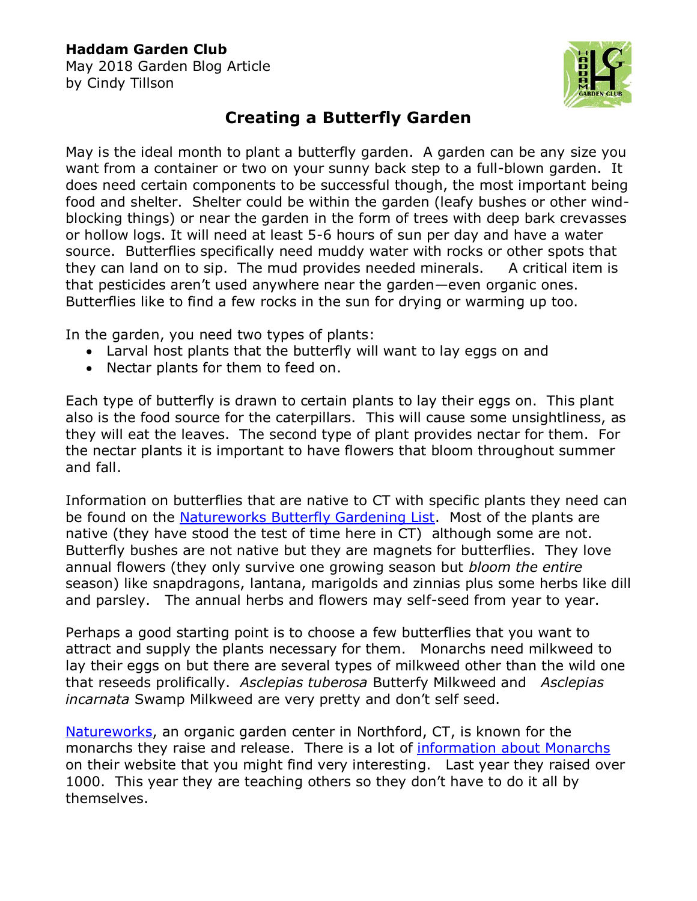**Haddam Garden Club**
May 2018 Garden Blog Article
by Cindy Tillson

# Creating a Butterfly Garden

May is the ideal month to plant a butterfly garden. A garden can be any size you want from a container or two on your sunny back step to a full-blown garden. It does need certain components to be successful though, the most important being food and shelter. Shelter could be within the garden (leafy bushes or other wind-blocking things) or near the garden in the form of trees with deep bark crevasses or hollow logs. It will need at least 5-6 hours of sun per day and have a water source. Butterflies specifically need muddy water with rocks or other spots that they can land on to sip. The mud provides needed minerals. A critical item is that pesticides aren't used anywhere near the garden—even organic ones. Butterflies like to find a few rocks in the sun for drying or warming up too.

In the garden, you need two types of plants:

- Larval host plants that the butterfly will want to lay eggs on and
- Nectar plants for them to feed on.

Each type of butterfly is drawn to certain plants to lay their eggs on. This plant also is the food source for the caterpillars. This will cause some unsightliness, as they will eat the leaves. The second type of plant provides nectar for them. For the nectar plants it is important to have flowers that bloom throughout summer and fall.

Information on butterflies that are native to CT with specific plants they need can be found on the Natureworks Butterfly Gardening List. Most of the plants are native (they have stood the test of time here in CT) although some are not. Butterfly bushes are not native but they are magnets for butterflies. They love annual flowers (they only survive one growing season but *bloom the entire* season) like snapdragons, lantana, marigolds and zinnias plus some herbs like dill and parsley. The annual herbs and flowers may self-seed from year to year.

Perhaps a good starting point is to choose a few butterflies that you want to attract and supply the plants necessary for them. Monarchs need milkweed to lay their eggs on but there are several types of milkweed other than the wild one that reseeds prolifically. *Asclepias tuberosa* Butterfy Milkweed and *Asclepias incarnata* Swamp Milkweed are very pretty and don't self seed.

Natureworks, an organic garden center in Northford, CT, is known for the monarchs they raise and release. There is a lot of information about Monarchs on their website that you might find very interesting. Last year they raised over 1000. This year they are teaching others so they don't have to do it all by themselves.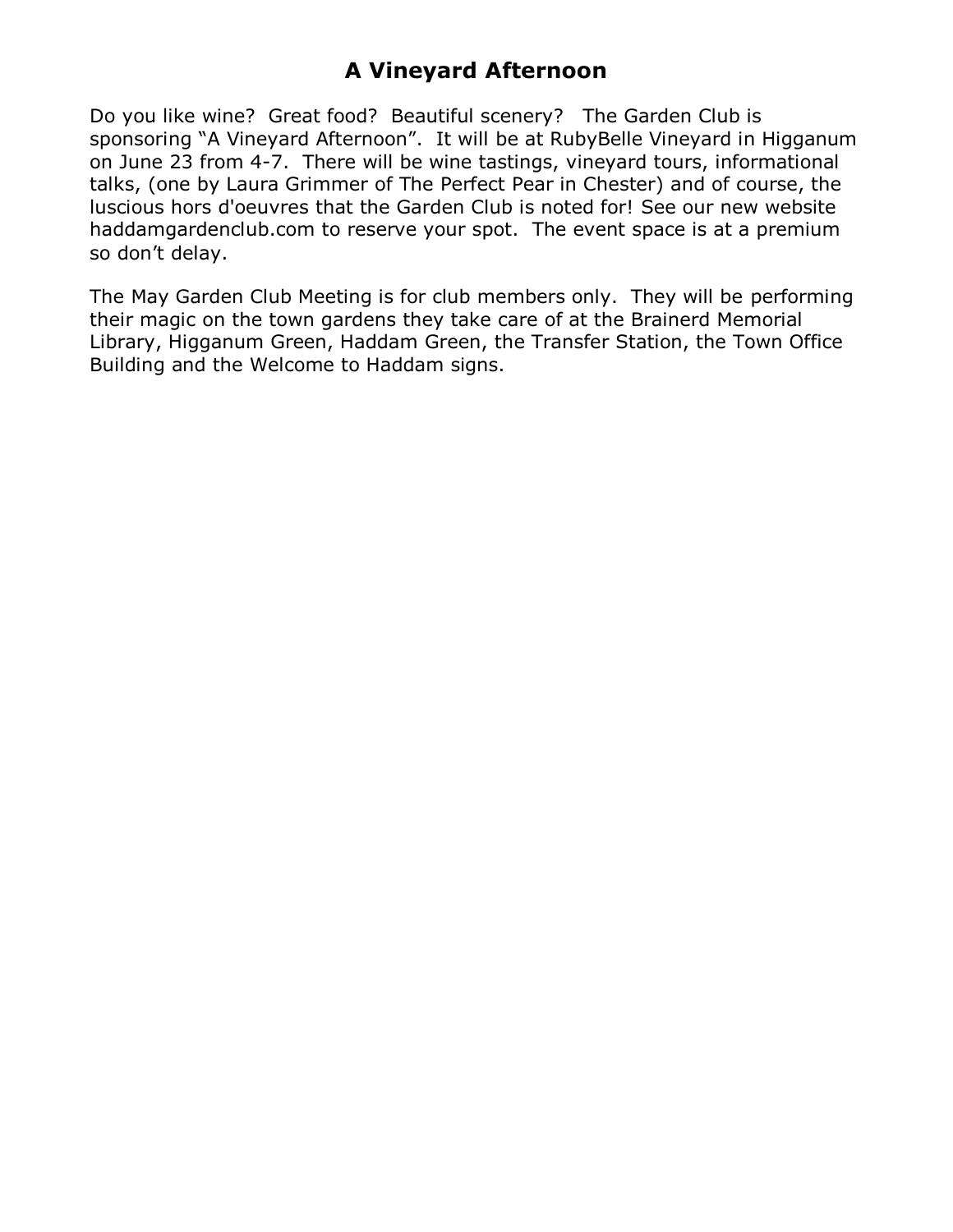# A Vineyard Afternoon

Do you like wine? Great food? Beautiful scenery? The Garden Club is sponsoring "A Vineyard Afternoon". It will be at RubyBelle Vineyard in Higganum on June 23 from 4-7. There will be wine tastings, vineyard tours, informational talks, (one by Laura Grimmer of The Perfect Pear in Chester) and of course, the luscious hors d'oeuvres that the Garden Club is noted for! See our new website haddamgardenclub.com to reserve your spot. The event space is at a premium so don't delay.

The May Garden Club Meeting is for club members only. They will be performing their magic on the town gardens they take care of at the Brainerd Memorial Library, Higganum Green, Haddam Green, the Transfer Station, the Town Office Building and the Welcome to Haddam signs.